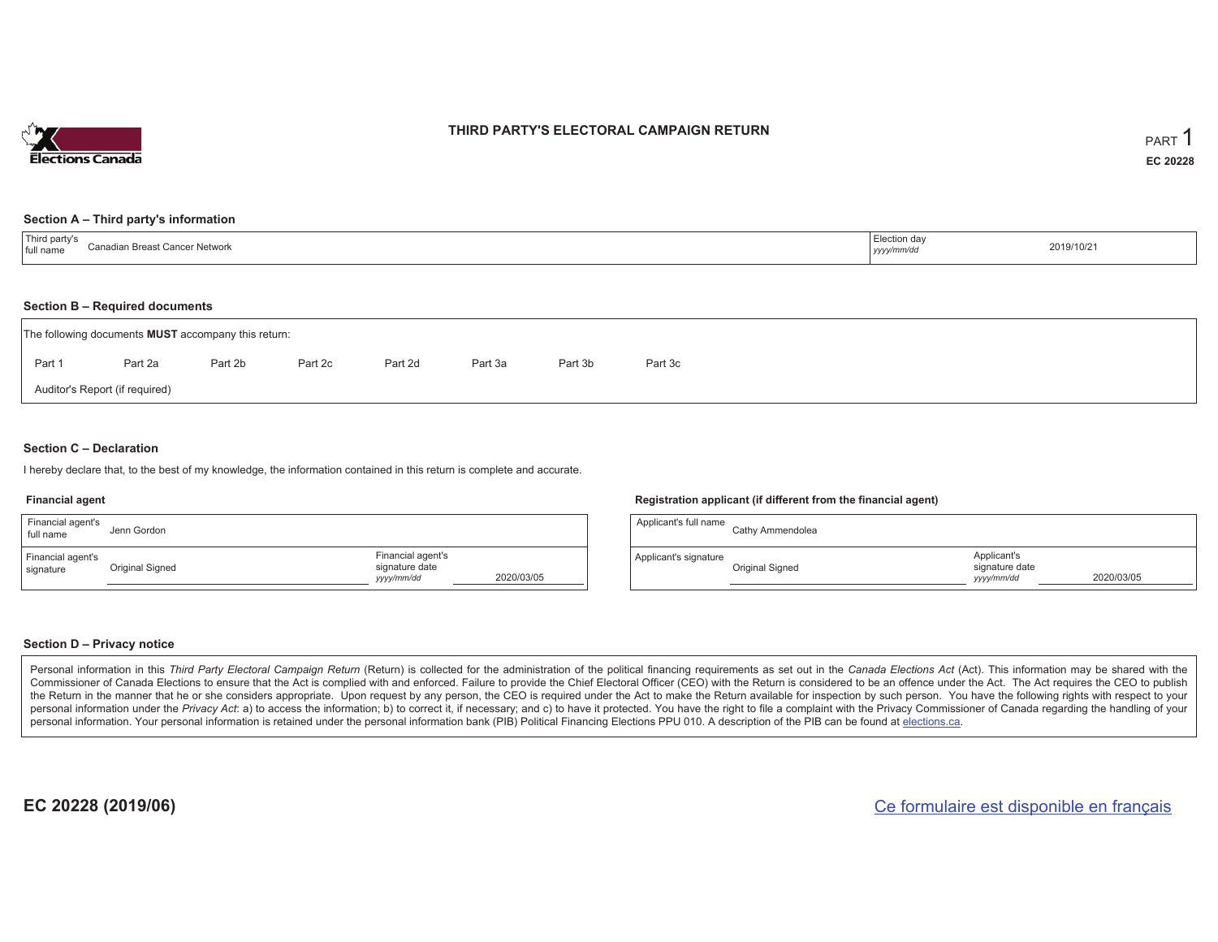# THIRD PARTY'S ELECTORAL CAMPAIGN RETURN

PART 1

EC 20228

## Section A – Third party's information

| Third party's full name | Canadian Breast Cancer Network | Election day *yyyy/mm/dd* | 2019/10/21 |
|---|---|---|---|

## Section B – Required documents

The following documents **MUST** accompany this return:

Part 1 Part 2a Part 2b Part 2c Part 2d Part 3a Part 3b Part 3c

Auditor's Report (if required)

## Section C – Declaration

I hereby declare that, to the best of my knowledge, the information contained in this return is complete and accurate.

### Financial agent

| Financial agent's full name | Jenn Gordon | | |
|---|---|---|---|
| Financial agent's signature | Original Signed | Financial agent's signature date *yyyy/mm/dd* | 2020/03/05 |

### Registration applicant (if different from the financial agent)

| Applicant's full name | Cathy Ammendolea | | |
|---|---|---|---|
| Applicant's signature | Original Signed | Applicant's signature date *yyyy/mm/dd* | 2020/03/05 |

## Section D – Privacy notice

Personal information in this *Third Party Electoral Campaign Return* (Return) is collected for the administration of the political financing requirements as set out in the *Canada Elections Act* (Act). This information may be shared with the Commissioner of Canada Elections to ensure that the Act is complied with and enforced. Failure to provide the Chief Electoral Officer (CEO) with the Return is considered to be an offence under the Act. The Act requires the CEO to publish the Return in the manner that he or she considers appropriate. Upon request by any person, the CEO is required under the Act to make the Return available for inspection by such person. You have the following rights with respect to your personal information under the *Privacy Act*: a) to access the information; b) to correct it, if necessary; and c) to have it protected. You have the right to file a complaint with the Privacy Commissioner of Canada regarding the handling of your personal information. Your personal information is retained under the personal information bank (PIB) Political Financing Elections PPU 010. A description of the PIB can be found at elections.ca.

EC 20228 (2019/06)

Ce formulaire est disponible en français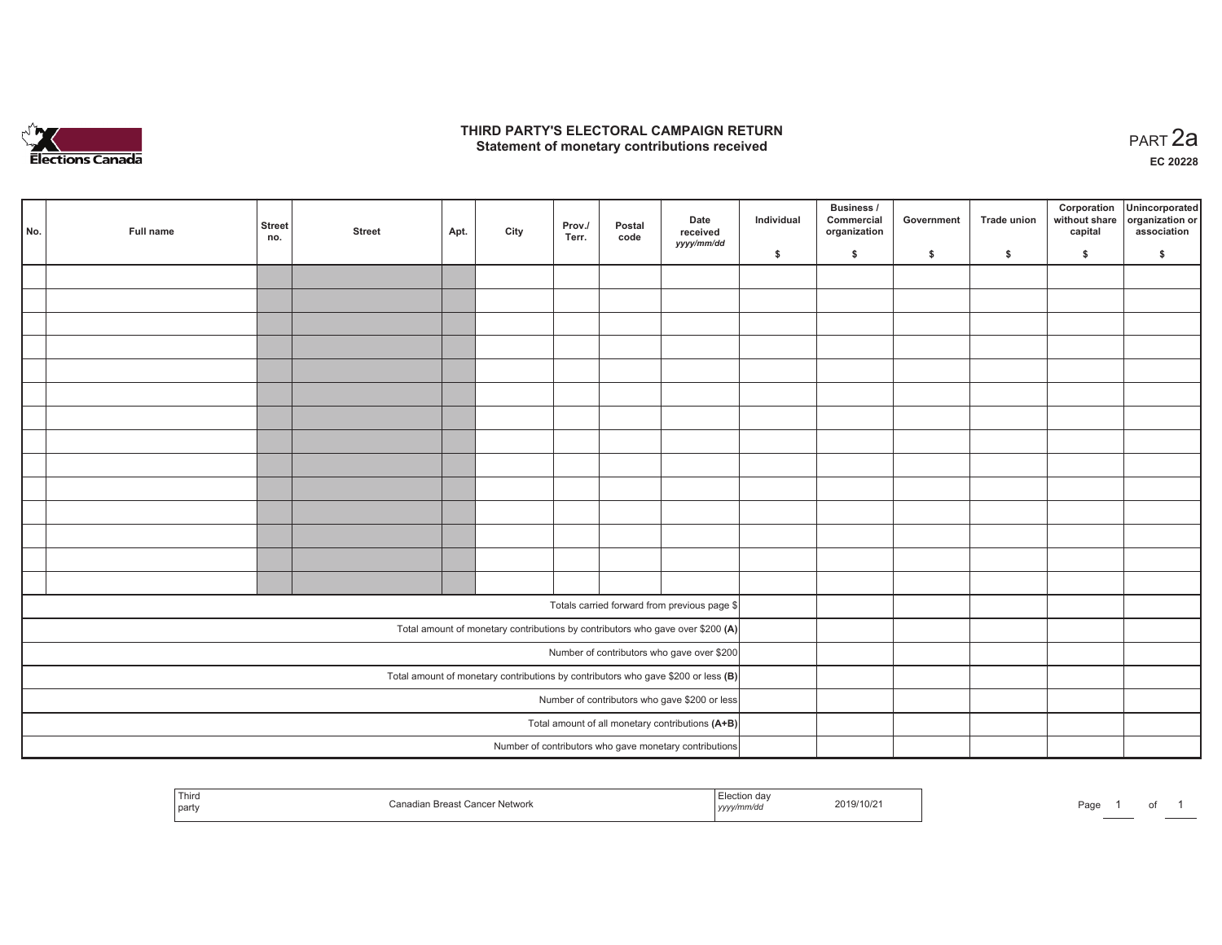# THIRD PARTY'S ELECTORAL CAMPAIGN RETURN
## Statement of monetary contributions received

PART 2a

EC 20228

| No. | Full name | Street no. | Street | Apt. | City | Prov./ Terr. | Postal code | Date received yyyy/mm/dd | Individual $ | Business / Commercial organization $ | Government $ | Trade union $ | Corporation without share capital $ | Unincorporated organization or association $ |
|---|---|---|---|---|---|---|---|---|---|---|---|---|---|---|
| | | | | | | | | | | | | | | |
| | | | | | | | | | | | | | | |
| | | | | | | | | | | | | | | |
| | | | | | | | | | | | | | | |
| | | | | | | | | | | | | | | |
| | | | | | | | | | | | | | | |
| | | | | | | | | | | | | | | |
| | | | | | | | | | | | | | | |
| | | | | | | | | | | | | | | |
| | | | | | | | | | | | | | | |
| | | | | | | | | | | | | | | |
| | | | | | | | | | | | | | | |
| | | | | | | | | | | | | | | |
| | | | | | | | | | | | | | | |
| Totals carried forward from previous page $ | | | | | | | | | | | | | | |
| Total amount of monetary contributions by contributors who gave over $200 **(A)** | | | | | | | | | | | | | | |
| Number of contributors who gave over $200 | | | | | | | | | | | | | | |
| Total amount of monetary contributions by contributors who gave $200 or less **(B)** | | | | | | | | | | | | | | |
| Number of contributors who gave $200 or less | | | | | | | | | | | | | | |
| Total amount of all monetary contributions **(A+B)** | | | | | | | | | | | | | | |
| Number of contributors who gave monetary contributions | | | | | | | | | | | | | | |

| Third party | Canadian Breast Cancer Network | Election day yyyy/mm/dd | 2019/10/21 |
|---|---|---|---|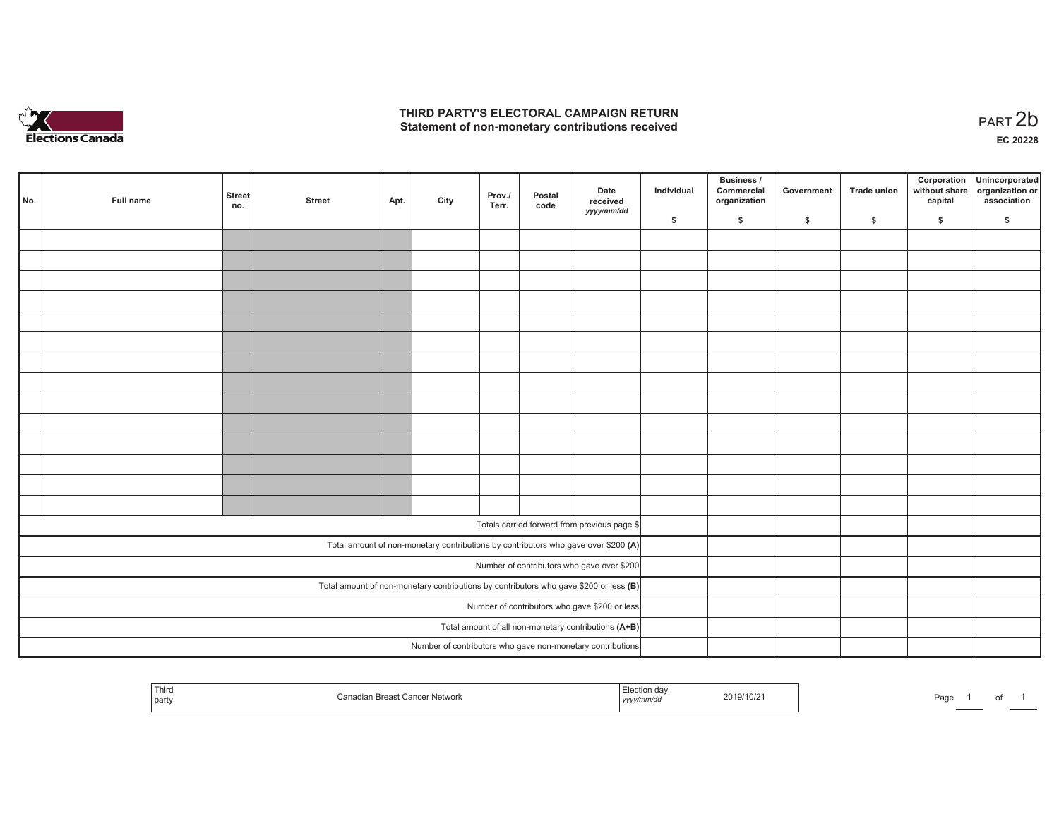# THIRD PARTY'S ELECTORAL CAMPAIGN RETURN
## Statement of non-monetary contributions received

PART 2b

EC 20228

| No. | Full name | Street no. | Street | Apt. | City | Prov./ Terr. | Postal code | Date received yyyy/mm/dd | Individual $ | Business / Commercial organization $ | Government $ | Trade union $ | Corporation without share capital $ | Unincorporated organization or association $ |
|---|---|---|---|---|---|---|---|---|---|---|---|---|---|---|
| | | | | | | | | | | | | | | |
| | | | | | | | | | | | | | | |
| | | | | | | | | | | | | | | |
| | | | | | | | | | | | | | | |
| | | | | | | | | | | | | | | |
| | | | | | | | | | | | | | | |
| | | | | | | | | | | | | | | |
| | | | | | | | | | | | | | | |
| | | | | | | | | | | | | | | |
| | | | | | | | | | | | | | | |
| | | | | | | | | | | | | | | |
| | | | | | | | | | | | | | | |
| | | | | | | | | | | | | | | |
| | | | | | | | | | | | | | | |
| Totals carried forward from previous page $ | | | | | | | | | | | | | | |
| Total amount of non-monetary contributions by contributors who gave over $200 (A) | | | | | | | | | | | | | | |
| Number of contributors who gave over $200 | | | | | | | | | | | | | | |
| Total amount of non-monetary contributions by contributors who gave $200 or less (B) | | | | | | | | | | | | | | |
| Number of contributors who gave $200 or less | | | | | | | | | | | | | | |
| Total amount of all non-monetary contributions (A+B) | | | | | | | | | | | | | | |
| Number of contributors who gave non-monetary contributions | | | | | | | | | | | | | | |

| Third party | Canadian Breast Cancer Network | Election day yyyy/mm/dd | 2019/10/21 |
|---|---|---|---|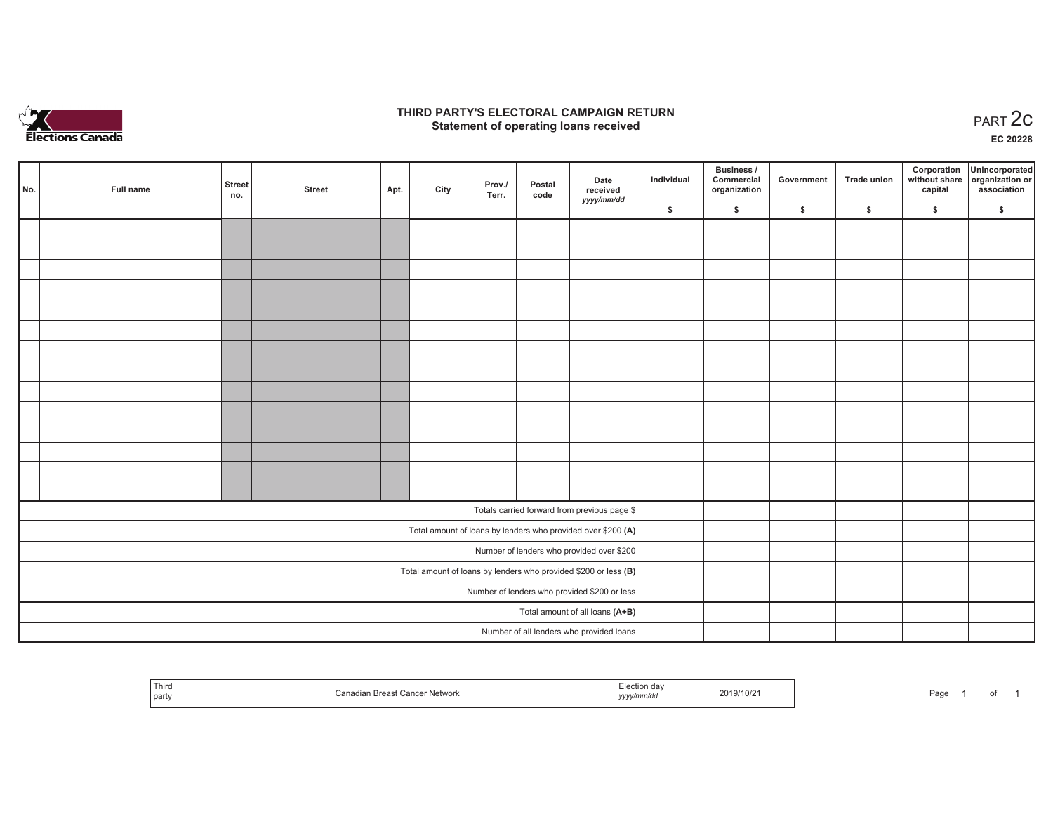# THIRD PARTY'S ELECTORAL CAMPAIGN RETURN
## Statement of operating loans received

PART 2c

EC 20228

| No. | Full name | Street no. | Street | Apt. | City | Prov./ Terr. | Postal code | Date received yyyy/mm/dd | Individual $ | Business / Commercial organization $ | Government $ | Trade union $ | Corporation without share capital $ | Unincorporated organization or association $ |
|---|---|---|---|---|---|---|---|---|---|---|---|---|---|---|
| | | | | | | | | | | | | | | |
| | | | | | | | | | | | | | | |
| | | | | | | | | | | | | | | |
| | | | | | | | | | | | | | | |
| | | | | | | | | | | | | | | |
| | | | | | | | | | | | | | | |
| | | | | | | | | | | | | | | |
| | | | | | | | | | | | | | | |
| | | | | | | | | | | | | | | |
| | | | | | | | | | | | | | | |
| | | | | | | | | | | | | | | |
| | | | | | | | | | | | | | | |
| | | | | | | | | | | | | | | |
| | | | | | | | | | | | | | | |
| Totals carried forward from previous page $ | | | | | | | | | | | | | | |
| Total amount of loans by lenders who provided over $200 **(A)** | | | | | | | | | | | | | | |
| Number of lenders who provided over $200 | | | | | | | | | | | | | | |
| Total amount of loans by lenders who provided $200 or less **(B)** | | | | | | | | | | | | | | |
| Number of lenders who provided $200 or less | | | | | | | | | | | | | | |
| Total amount of all loans **(A+B)** | | | | | | | | | | | | | | |
| Number of all lenders who provided loans | | | | | | | | | | | | | | |

| Third party | Canadian Breast Cancer Network | Election day yyyy/mm/dd | 2019/10/21 |
|---|---|---|---|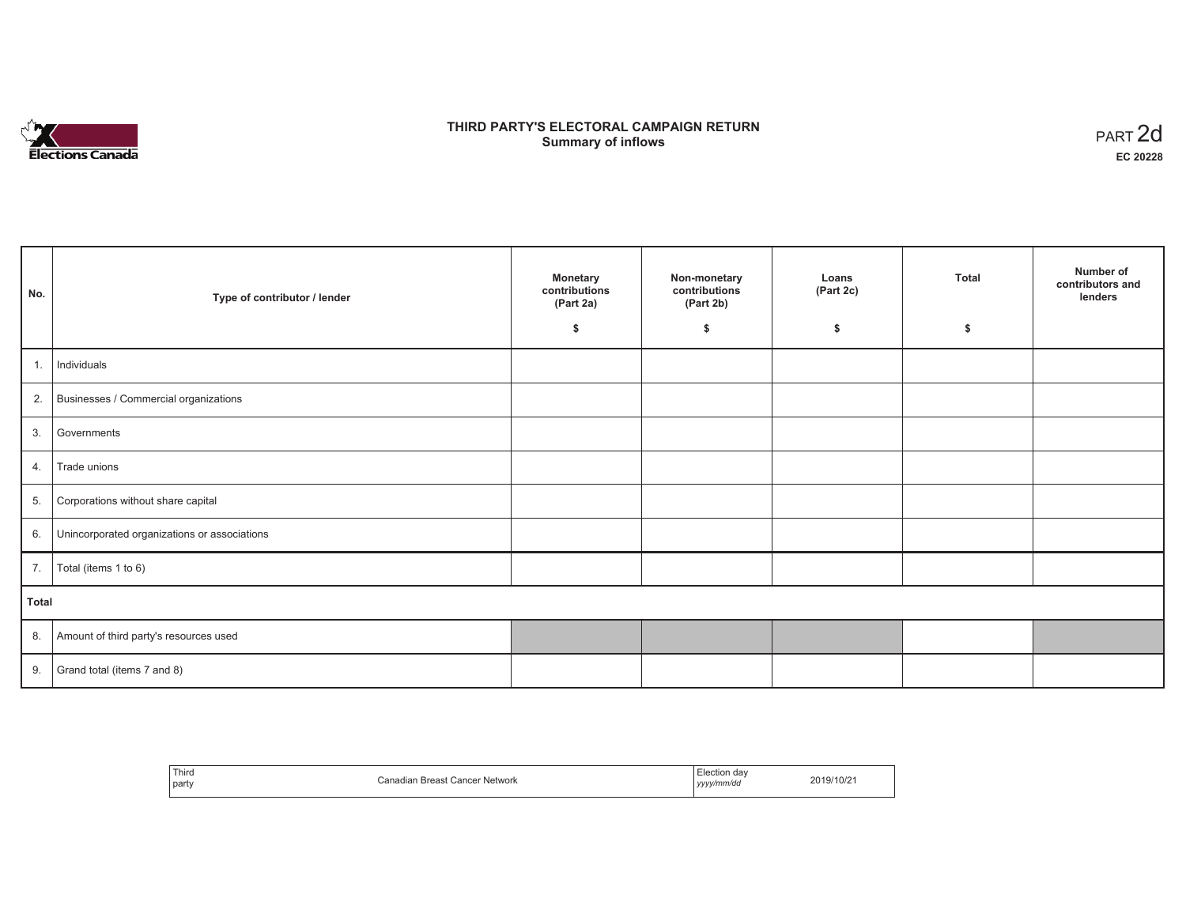Elections Canada

# THIRD PARTY'S ELECTORAL CAMPAIGN RETURN
## Summary of inflows

PART 2d
**EC 20228**

| No. | Type of contributor / lender | Monetary contributions (Part 2a) $ | Non-monetary contributions (Part 2b) $ | Loans (Part 2c) $ | Total $ | Number of contributors and lenders |
|---|---|---|---|---|---|---|
| 1. | Individuals | | | | | |
| 2. | Businesses / Commercial organizations | | | | | |
| 3. | Governments | | | | | |
| 4. | Trade unions | | | | | |
| 5. | Corporations without share capital | | | | | |
| 6. | Unincorporated organizations or associations | | | | | |
| 7. | Total (items 1 to 6) | | | | | |
| **Total** | | | | | | |
| 8. | Amount of third party's resources used | | | | | |
| 9. | Grand total (items 7 and 8) | | | | | |

| Third party | Canadian Breast Cancer Network | Election day *yyyy/mm/dd* | 2019/10/21 |
|---|---|---|---|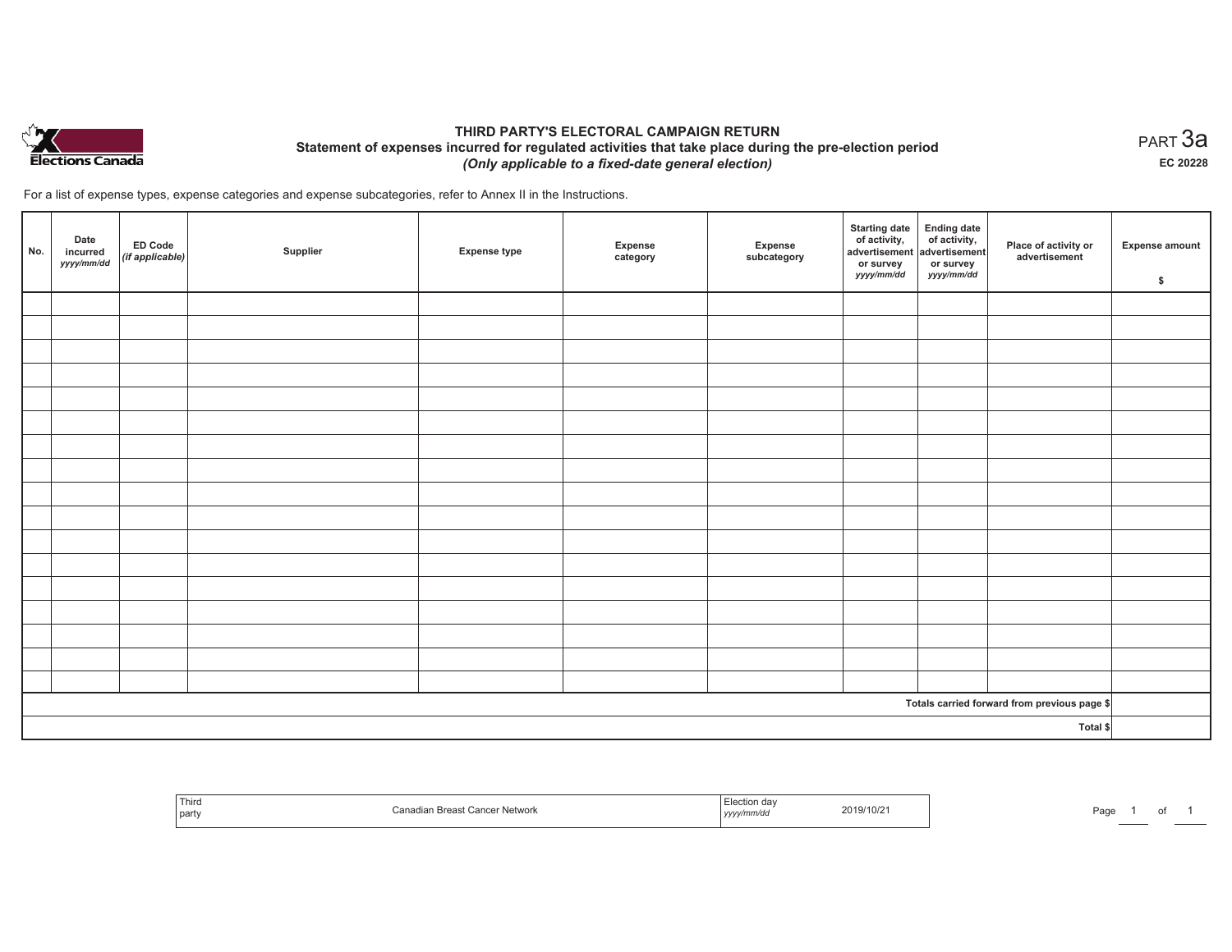# THIRD PARTY'S ELECTORAL CAMPAIGN RETURN

## Statement of expenses incurred for regulated activities that take place during the pre-election period

***(Only applicable to a fixed-date general election)***

PART 3a

**EC 20228**

For a list of expense types, expense categories and expense subcategories, refer to Annex II in the Instructions.

| No. | Date incurred *yyyy/mm/dd* | ED Code *(if applicable)* | Supplier | Expense type | Expense category | Expense subcategory | Starting date of activity, advertisement or survey *yyyy/mm/dd* | Ending date of activity, advertisement or survey *yyyy/mm/dd* | Place of activity or advertisement | Expense amount $ |
|---|---|---|---|---|---|---|---|---|---|---|
| | | | | | | | | | | |
| | | | | | | | | | | |
| | | | | | | | | | | |
| | | | | | | | | | | |
| | | | | | | | | | | |
| | | | | | | | | | | |
| | | | | | | | | | | |
| | | | | | | | | | | |
| | | | | | | | | | | |
| | | | | | | | | | | |
| | | | | | | | | | | |
| | | | | | | | | | | |
| | | | | | | | | | | |
| | | | | | | | | | | |
| | | | | | | | | | | |
| | | | | | | | | | | |
| | | | | | | | | | | |
| **Totals carried forward from previous page $** | | | | | | | | | | |
| **Total $** | | | | | | | | | | |

| Third party | Canadian Breast Cancer Network | Election day *yyyy/mm/dd* | 2019/10/21 |
|---|---|---|---|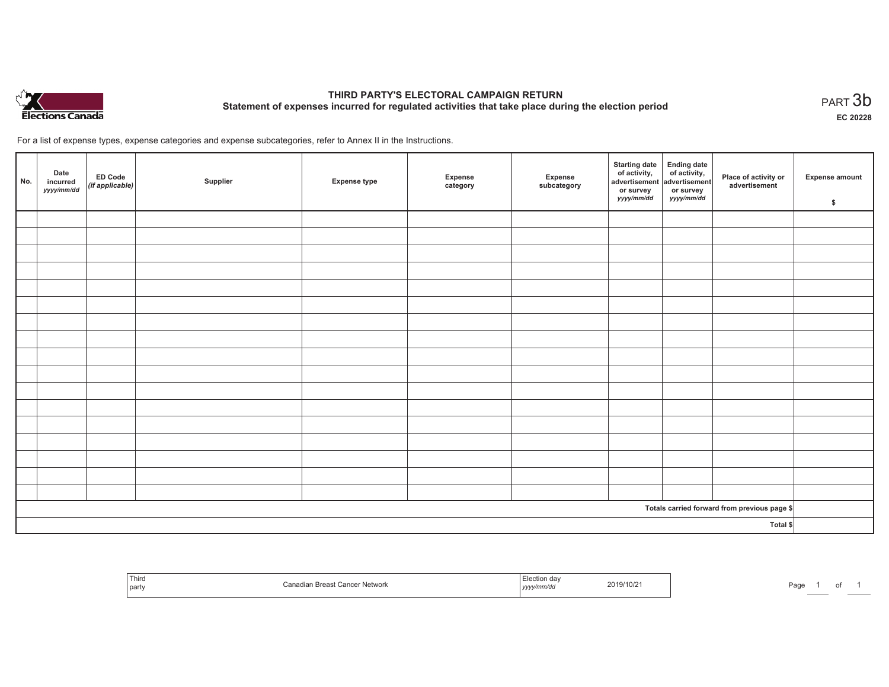# THIRD PARTY'S ELECTORAL CAMPAIGN RETURN

## Statement of expenses incurred for regulated activities that take place during the election period

PART 3b

EC 20228

For a list of expense types, expense categories and expense subcategories, refer to Annex II in the Instructions.

| No. | Date incurred *yyyy/mm/dd* | ED Code *(if applicable)* | Supplier | Expense type | Expense category | Expense subcategory | Starting date of activity, advertisement or survey *yyyy/mm/dd* | Ending date of activity, advertisement or survey *yyyy/mm/dd* | Place of activity or advertisement | Expense amount $ |
|---|---|---|---|---|---|---|---|---|---|---|
| | | | | | | | | | | |
| | | | | | | | | | | |
| | | | | | | | | | | |
| | | | | | | | | | | |
| | | | | | | | | | | |
| | | | | | | | | | | |
| | | | | | | | | | | |
| | | | | | | | | | | |
| | | | | | | | | | | |
| | | | | | | | | | | |
| | | | | | | | | | | |
| | | | | | | | | | | |
| | | | | | | | | | | |
| | | | | | | | | | | |
| | | | | | | | | | | |
| | | | | | | | | | | |
| | | | | | | | | | | |
| Totals carried forward from previous page $ | | | | | | | | | | |
| Total $ | | | | | | | | | | |

| Third party | Canadian Breast Cancer Network | Election day *yyyy/mm/dd* | 2019/10/21 |
|---|---|---|---|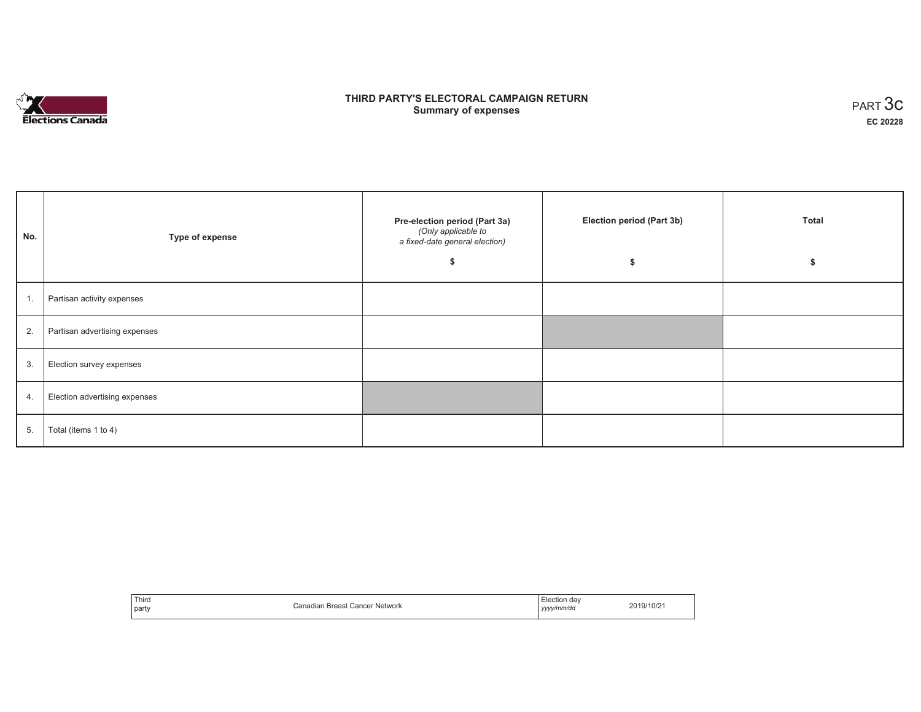# THIRD PARTY'S ELECTORAL CAMPAIGN RETURN
## Summary of expenses

PART 3c

**EC 20228**

| No. | Type of expense | Pre-election period (Part 3a) *(Only applicable to a fixed-date general election)* $ | Election period (Part 3b) $ | Total $ |
|---|---|---|---|---|
| 1. | Partisan activity expenses | | | |
| 2. | Partisan advertising expenses | | | |
| 3. | Election survey expenses | | | |
| 4. | Election advertising expenses | | | |
| 5. | Total (items 1 to 4) | | | |

| | | | |
|---|---|---|---|
| Third party | Canadian Breast Cancer Network | Election day *yyyy/mm/dd* | 2019/10/21 |